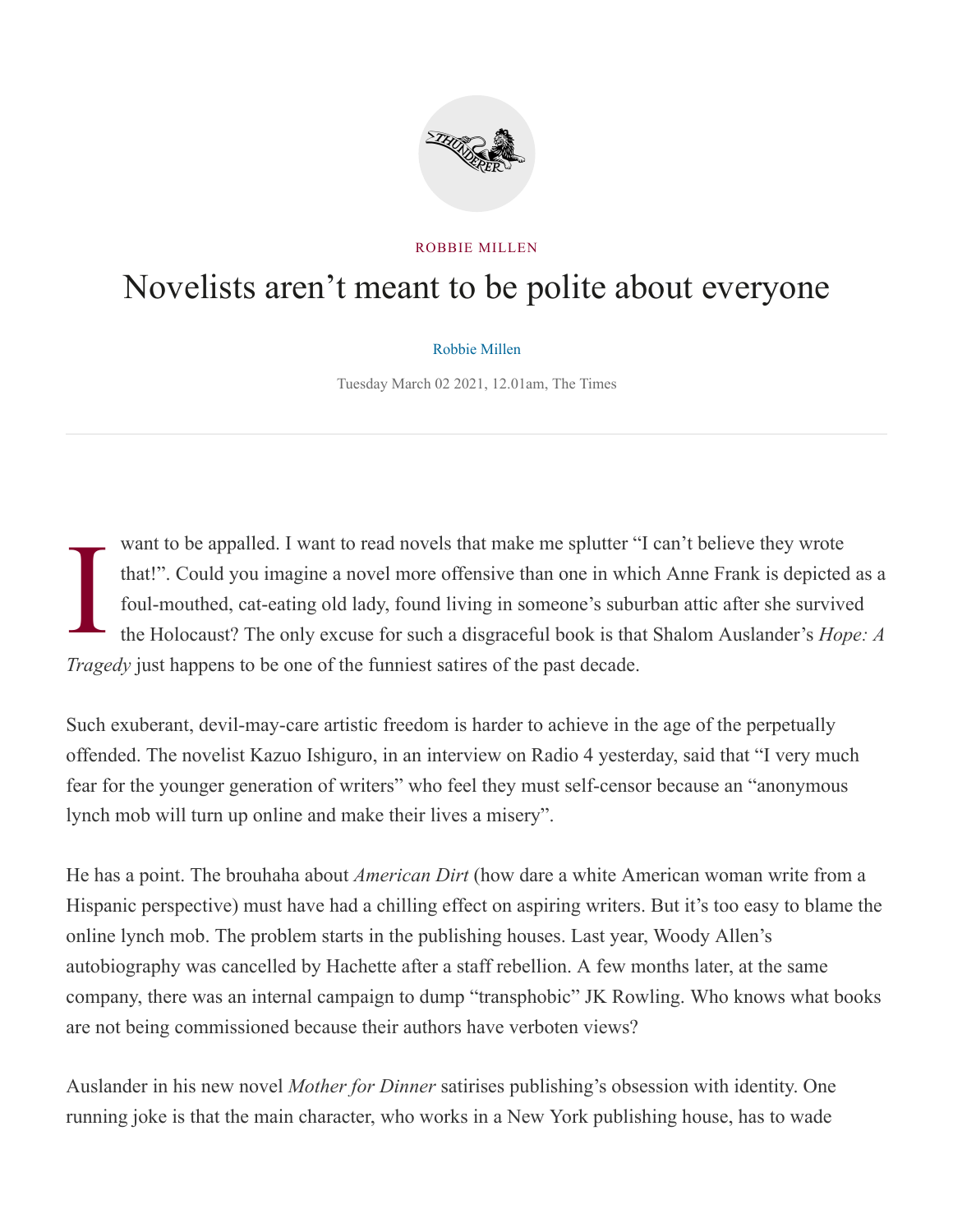ROBBIE MILLEN

# Novelists aren't meant to be polite about everyone

Robbie Millen

Tuesday March 02 2021, 12.01am, The Times

---

I want to be appalled. I want to read novels that make me splutter "I can't believe they wrote that!". Could you imagine a novel more offensive than one in which Anne Frank is depicted as a foul-mouthed, cat-eating old lady, found living in someone's suburban attic after she survived the Holocaust? The only excuse for such a disgraceful book is that Shalom Auslander's *Hope: A Tragedy* just happens to be one of the funniest satires of the past decade.

Such exuberant, devil-may-care artistic freedom is harder to achieve in the age of the perpetually offended. The novelist Kazuo Ishiguro, in an interview on Radio 4 yesterday, said that "I very much fear for the younger generation of writers" who feel they must self-censor because an "anonymous lynch mob will turn up online and make their lives a misery".

He has a point. The brouhaha about *American Dirt* (how dare a white American woman write from a Hispanic perspective) must have had a chilling effect on aspiring writers. But it's too easy to blame the online lynch mob. The problem starts in the publishing houses. Last year, Woody Allen's autobiography was cancelled by Hachette after a staff rebellion. A few months later, at the same company, there was an internal campaign to dump "transphobic" JK Rowling. Who knows what books are not being commissioned because their authors have verboten views?

Auslander in his new novel *Mother for Dinner* satirises publishing's obsession with identity. One running joke is that the main character, who works in a New York publishing house, has to wade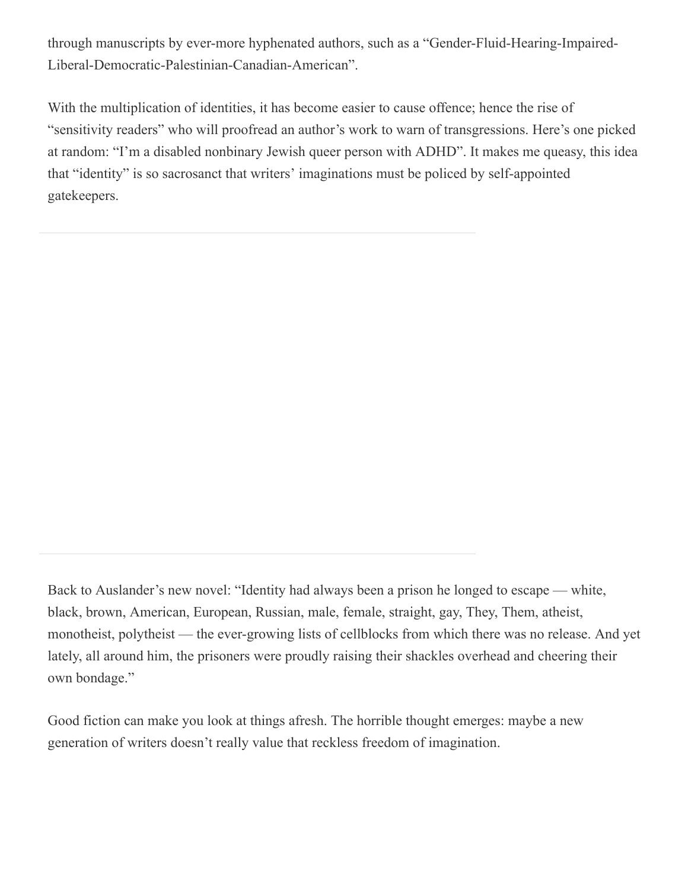through manuscripts by ever-more hyphenated authors, such as a "Gender-Fluid-Hearing-Impaired-Liberal-Democratic-Palestinian-Canadian-American".

With the multiplication of identities, it has become easier to cause offence; hence the rise of "sensitivity readers" who will proofread an author's work to warn of transgressions. Here's one picked at random: "I'm a disabled nonbinary Jewish queer person with ADHD". It makes me queasy, this idea that "identity" is so sacrosanct that writers' imaginations must be policed by self-appointed gatekeepers.

Back to Auslander's new novel: "Identity had always been a prison he longed to escape — white, black, brown, American, European, Russian, male, female, straight, gay, They, Them, atheist, monotheist, polytheist — the ever-growing lists of cellblocks from which there was no release. And yet lately, all around him, the prisoners were proudly raising their shackles overhead and cheering their own bondage."

Good fiction can make you look at things afresh. The horrible thought emerges: maybe a new generation of writers doesn't really value that reckless freedom of imagination.